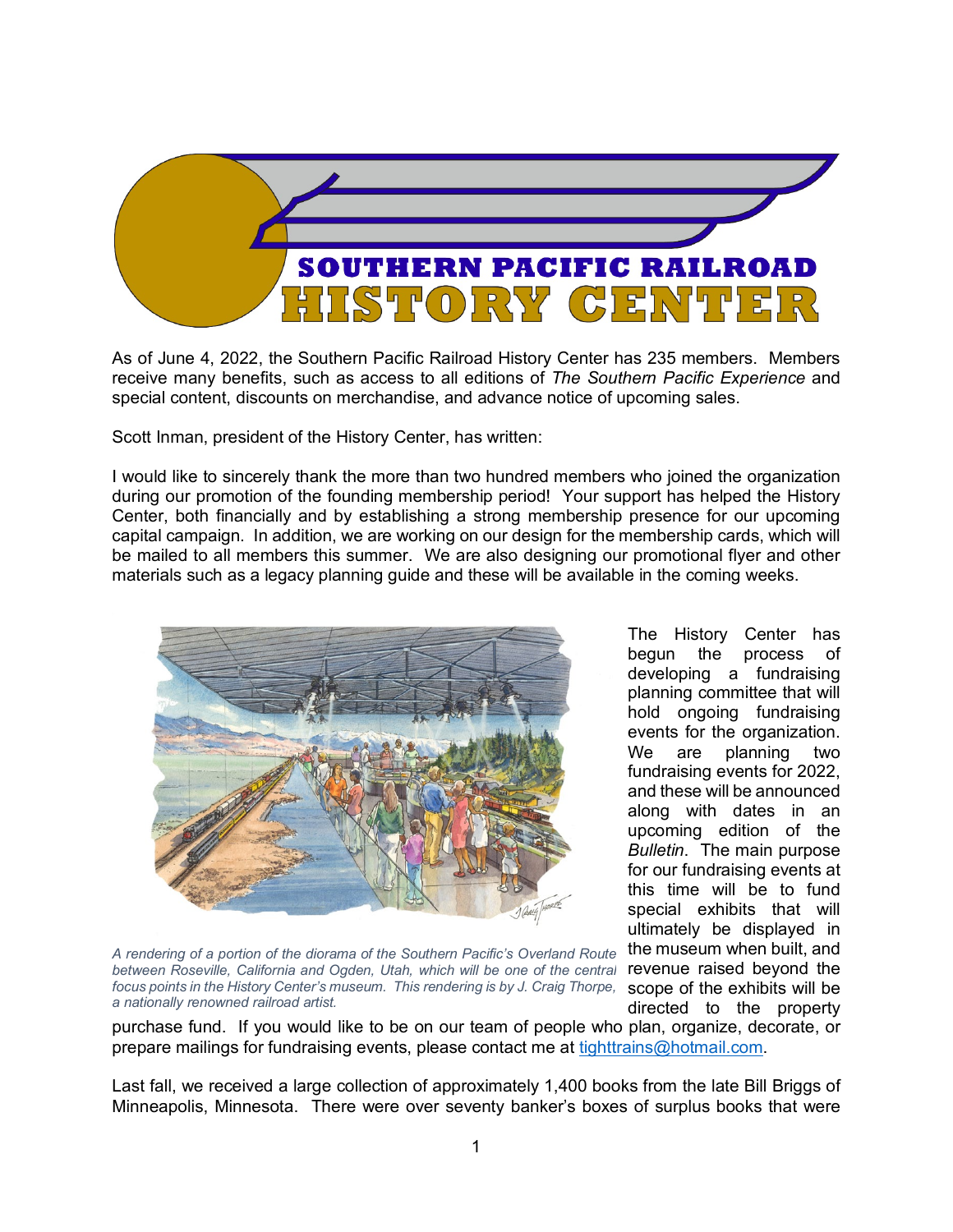# SOUTHERN PACIFIC RAILROAD HISTORY CENTER

As of June 4, 2022, the Southern Pacific Railroad History Center has 235 members. Members receive many benefits, such as access to all editions of *The Southern Pacific Experience* and special content, discounts on merchandise, and advance notice of upcoming sales.

Scott Inman, president of the History Center, has written:

I would like to sincerely thank the more than two hundred members who joined the organization during our promotion of the founding membership period! Your support has helped the History Center, both financially and by establishing a strong membership presence for our upcoming capital campaign. In addition, we are working on our design for the membership cards, which will be mailed to all members this summer. We are also designing our promotional flyer and other materials such as a legacy planning guide and these will be available in the coming weeks.

*A rendering of a portion of the diorama of the Southern Pacific's Overland Route between Roseville, California and Ogden, Utah, which will be one of the central focus points in the History Center's museum. This rendering is by J. Craig Thorpe, a nationally renowned railroad artist.*

The History Center has begun the process of developing a fundraising planning committee that will hold ongoing fundraising events for the organization. We are planning two fundraising events for 2022, and these will be announced along with dates in an upcoming edition of the *Bulletin*. The main purpose for our fundraising events at this time will be to fund special exhibits that will ultimately be displayed in the museum when built, and revenue raised beyond the scope of the exhibits will be directed to the property purchase fund. If you would like to be on our team of people who plan, organize, decorate, or prepare mailings for fundraising events, please contact me at tighttrains@hotmail.com.

Last fall, we received a large collection of approximately 1,400 books from the late Bill Briggs of Minneapolis, Minnesota. There were over seventy banker's boxes of surplus books that were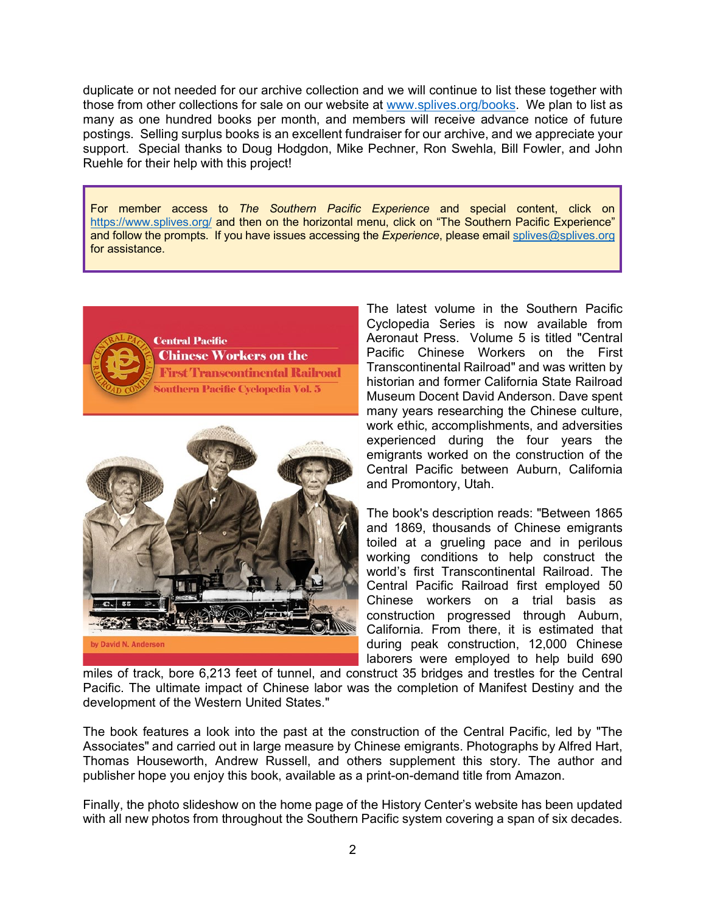duplicate or not needed for our archive collection and we will continue to list these together with those from other collections for sale on our website at www.splives.org/books. We plan to list as many as one hundred books per month, and members will receive advance notice of future postings. Selling surplus books is an excellent fundraiser for our archive, and we appreciate your support. Special thanks to Doug Hodgdon, Mike Pechner, Ron Swehla, Bill Fowler, and John Ruehle for their help with this project!

> For member access to *The Southern Pacific Experience* and special content, click on https://www.splives.org/ and then on the horizontal menu, click on "The Southern Pacific Experience" and follow the prompts. If you have issues accessing the *Experience*, please email splives@splives.org for assistance.

The latest volume in the Southern Pacific Cyclopedia Series is now available from Aeronaut Press. Volume 5 is titled "Central Pacific Chinese Workers on the First Transcontinental Railroad" and was written by historian and former California State Railroad Museum Docent David Anderson. Dave spent many years researching the Chinese culture, work ethic, accomplishments, and adversities experienced during the four years the emigrants worked on the construction of the Central Pacific between Auburn, California and Promontory, Utah.

The book's description reads: "Between 1865 and 1869, thousands of Chinese emigrants toiled at a grueling pace and in perilous working conditions to help construct the world's first Transcontinental Railroad. The Central Pacific Railroad first employed 50 Chinese workers on a trial basis as construction progressed through Auburn, California. From there, it is estimated that during peak construction, 12,000 Chinese laborers were employed to help build 690 miles of track, bore 6,213 feet of tunnel, and construct 35 bridges and trestles for the Central Pacific. The ultimate impact of Chinese labor was the completion of Manifest Destiny and the development of the Western United States."

The book features a look into the past at the construction of the Central Pacific, led by "The Associates" and carried out in large measure by Chinese emigrants. Photographs by Alfred Hart, Thomas Houseworth, Andrew Russell, and others supplement this story. The author and publisher hope you enjoy this book, available as a print-on-demand title from Amazon.

Finally, the photo slideshow on the home page of the History Center's website has been updated with all new photos from throughout the Southern Pacific system covering a span of six decades.